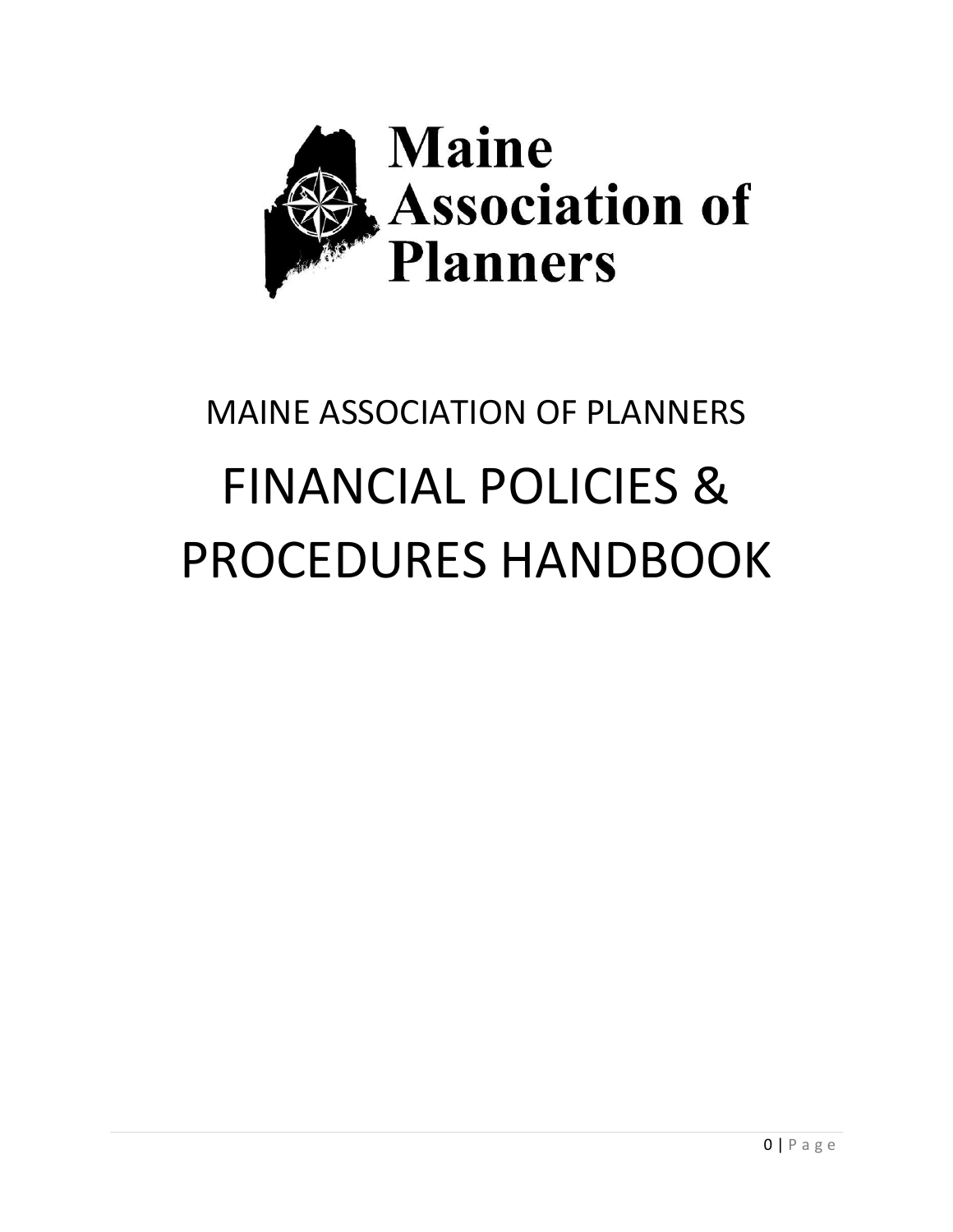Maine Association of Planners

MAINE ASSOCIATION OF PLANNERS

# FINANCIAL POLICIES & PROCEDURES HANDBOOK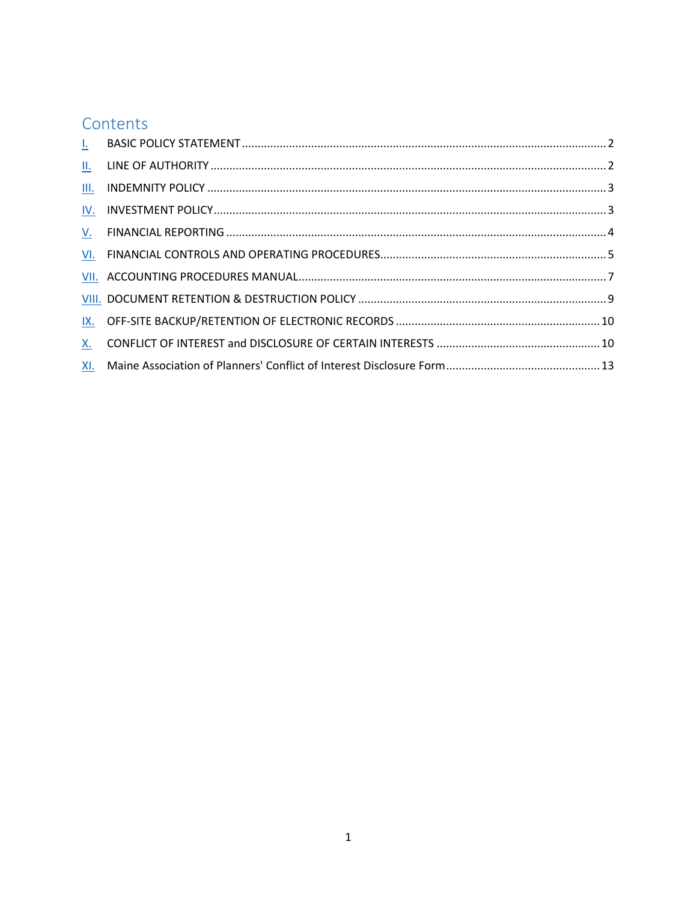## Contents

| | | |
|---|---|---|
| I. | BASIC POLICY STATEMENT | 2 |
| II. | LINE OF AUTHORITY | 2 |
| III. | INDEMNITY POLICY | 3 |
| IV. | INVESTMENT POLICY | 3 |
| V. | FINANCIAL REPORTING | 4 |
| VI. | FINANCIAL CONTROLS AND OPERATING PROCEDURES | 5 |
| VII. | ACCOUNTING PROCEDURES MANUAL | 7 |
| VIII. | DOCUMENT RETENTION & DESTRUCTION POLICY | 9 |
| IX. | OFF-SITE BACKUP/RETENTION OF ELECTRONIC RECORDS | 10 |
| X. | CONFLICT OF INTEREST and DISCLOSURE OF CERTAIN INTERESTS | 10 |
| XI. | Maine Association of Planners' Conflict of Interest Disclosure Form | 13 |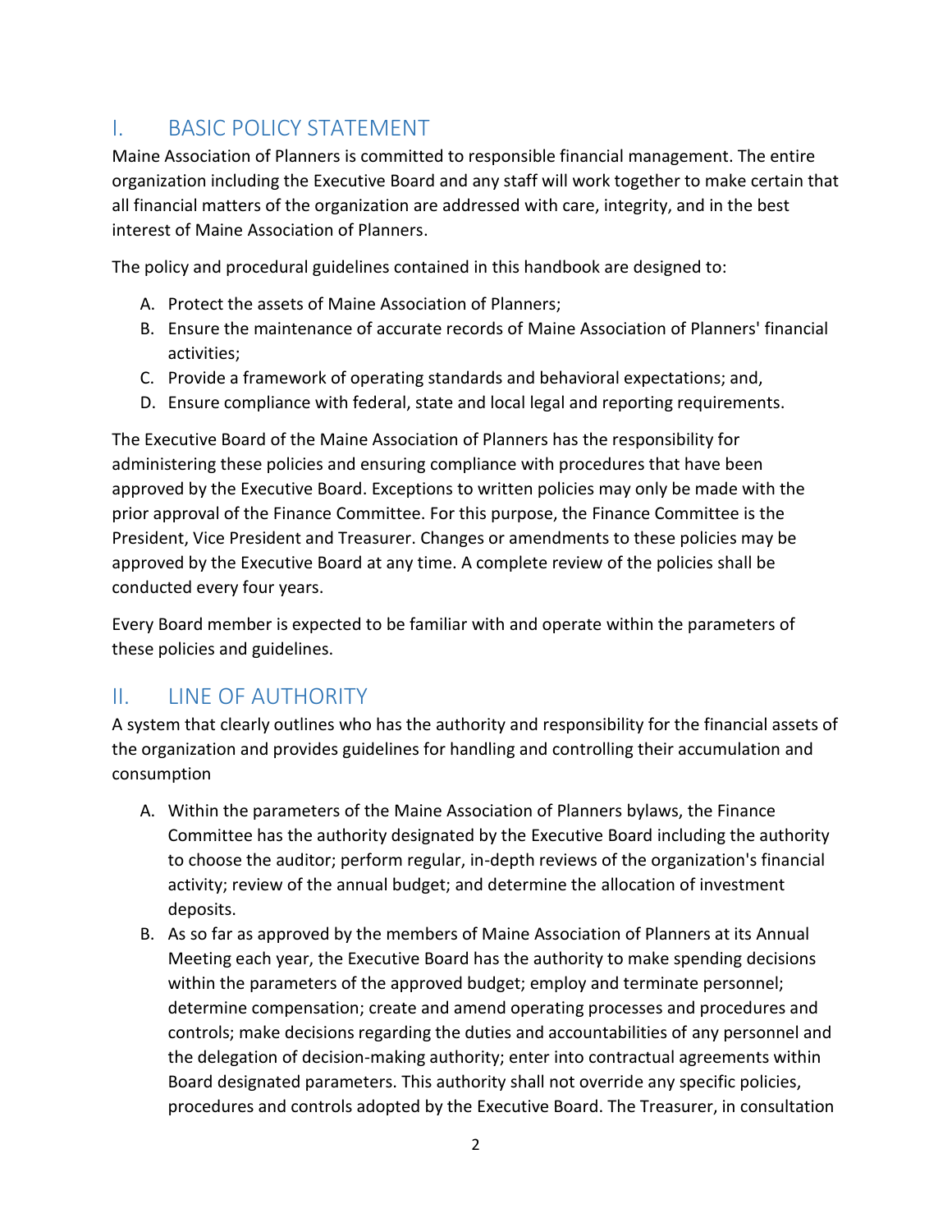## I. BASIC POLICY STATEMENT

Maine Association of Planners is committed to responsible financial management. The entire organization including the Executive Board and any staff will work together to make certain that all financial matters of the organization are addressed with care, integrity, and in the best interest of Maine Association of Planners.

The policy and procedural guidelines contained in this handbook are designed to:

A. Protect the assets of Maine Association of Planners;
B. Ensure the maintenance of accurate records of Maine Association of Planners' financial activities;
C. Provide a framework of operating standards and behavioral expectations; and,
D. Ensure compliance with federal, state and local legal and reporting requirements.

The Executive Board of the Maine Association of Planners has the responsibility for administering these policies and ensuring compliance with procedures that have been approved by the Executive Board. Exceptions to written policies may only be made with the prior approval of the Finance Committee. For this purpose, the Finance Committee is the President, Vice President and Treasurer. Changes or amendments to these policies may be approved by the Executive Board at any time. A complete review of the policies shall be conducted every four years.

Every Board member is expected to be familiar with and operate within the parameters of these policies and guidelines.

## II. LINE OF AUTHORITY

A system that clearly outlines who has the authority and responsibility for the financial assets of the organization and provides guidelines for handling and controlling their accumulation and consumption

A. Within the parameters of the Maine Association of Planners bylaws, the Finance Committee has the authority designated by the Executive Board including the authority to choose the auditor; perform regular, in-depth reviews of the organization's financial activity; review of the annual budget; and determine the allocation of investment deposits.
B. As so far as approved by the members of Maine Association of Planners at its Annual Meeting each year, the Executive Board has the authority to make spending decisions within the parameters of the approved budget; employ and terminate personnel; determine compensation; create and amend operating processes and procedures and controls; make decisions regarding the duties and accountabilities of any personnel and the delegation of decision-making authority; enter into contractual agreements within Board designated parameters. This authority shall not override any specific policies, procedures and controls adopted by the Executive Board. The Treasurer, in consultation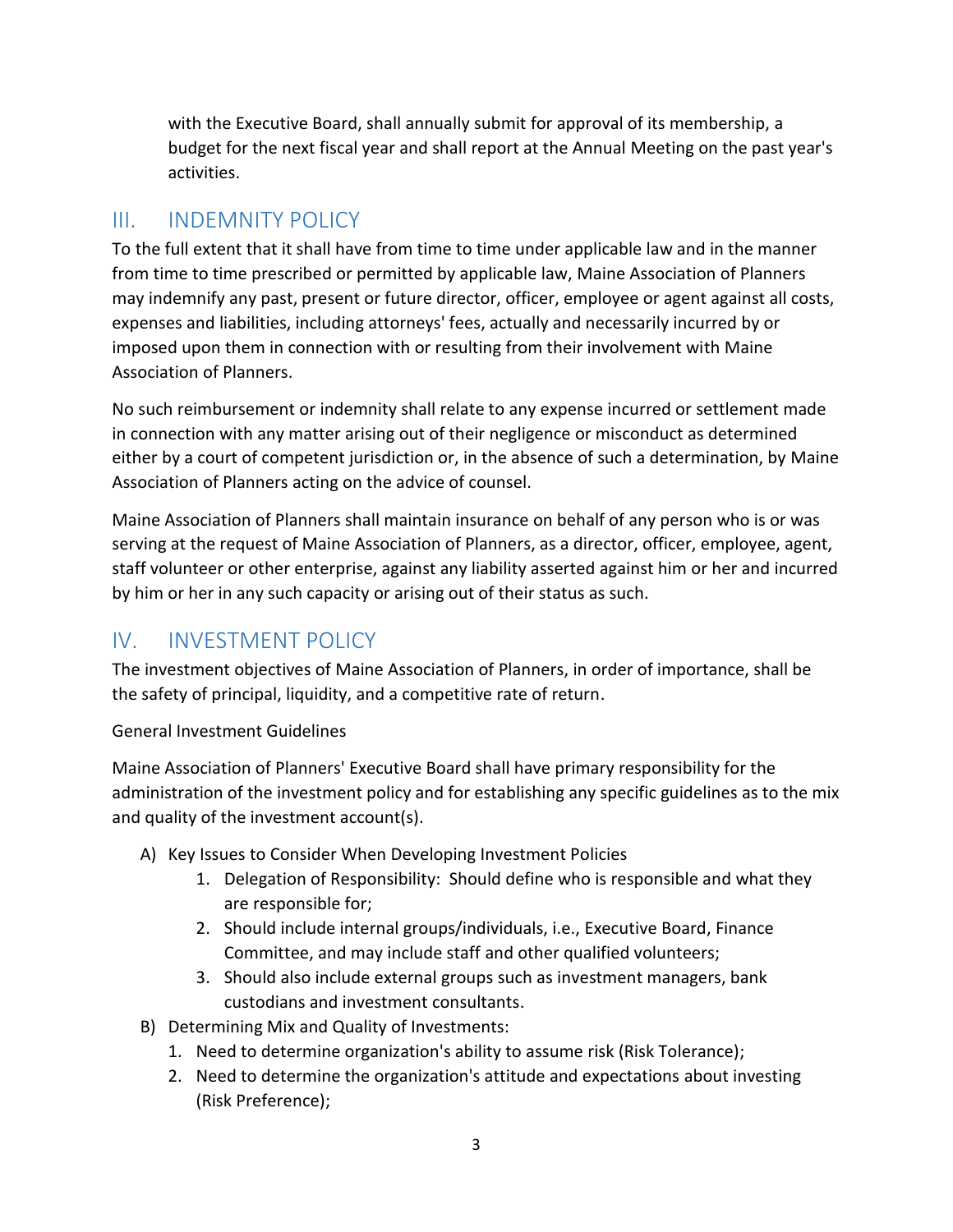with the Executive Board, shall annually submit for approval of its membership, a budget for the next fiscal year and shall report at the Annual Meeting on the past year's activities.

## III. INDEMNITY POLICY

To the full extent that it shall have from time to time under applicable law and in the manner from time to time prescribed or permitted by applicable law, Maine Association of Planners may indemnify any past, present or future director, officer, employee or agent against all costs, expenses and liabilities, including attorneys' fees, actually and necessarily incurred by or imposed upon them in connection with or resulting from their involvement with Maine Association of Planners.

No such reimbursement or indemnity shall relate to any expense incurred or settlement made in connection with any matter arising out of their negligence or misconduct as determined either by a court of competent jurisdiction or, in the absence of such a determination, by Maine Association of Planners acting on the advice of counsel.

Maine Association of Planners shall maintain insurance on behalf of any person who is or was serving at the request of Maine Association of Planners, as a director, officer, employee, agent, staff volunteer or other enterprise, against any liability asserted against him or her and incurred by him or her in any such capacity or arising out of their status as such.

## IV. INVESTMENT POLICY

The investment objectives of Maine Association of Planners, in order of importance, shall be the safety of principal, liquidity, and a competitive rate of return.

General Investment Guidelines

Maine Association of Planners' Executive Board shall have primary responsibility for the administration of the investment policy and for establishing any specific guidelines as to the mix and quality of the investment account(s).

A) Key Issues to Consider When Developing Investment Policies
   1. Delegation of Responsibility: Should define who is responsible and what they are responsible for;
   2. Should include internal groups/individuals, i.e., Executive Board, Finance Committee, and may include staff and other qualified volunteers;
   3. Should also include external groups such as investment managers, bank custodians and investment consultants.
B) Determining Mix and Quality of Investments:
   1. Need to determine organization's ability to assume risk (Risk Tolerance);
   2. Need to determine the organization's attitude and expectations about investing (Risk Preference);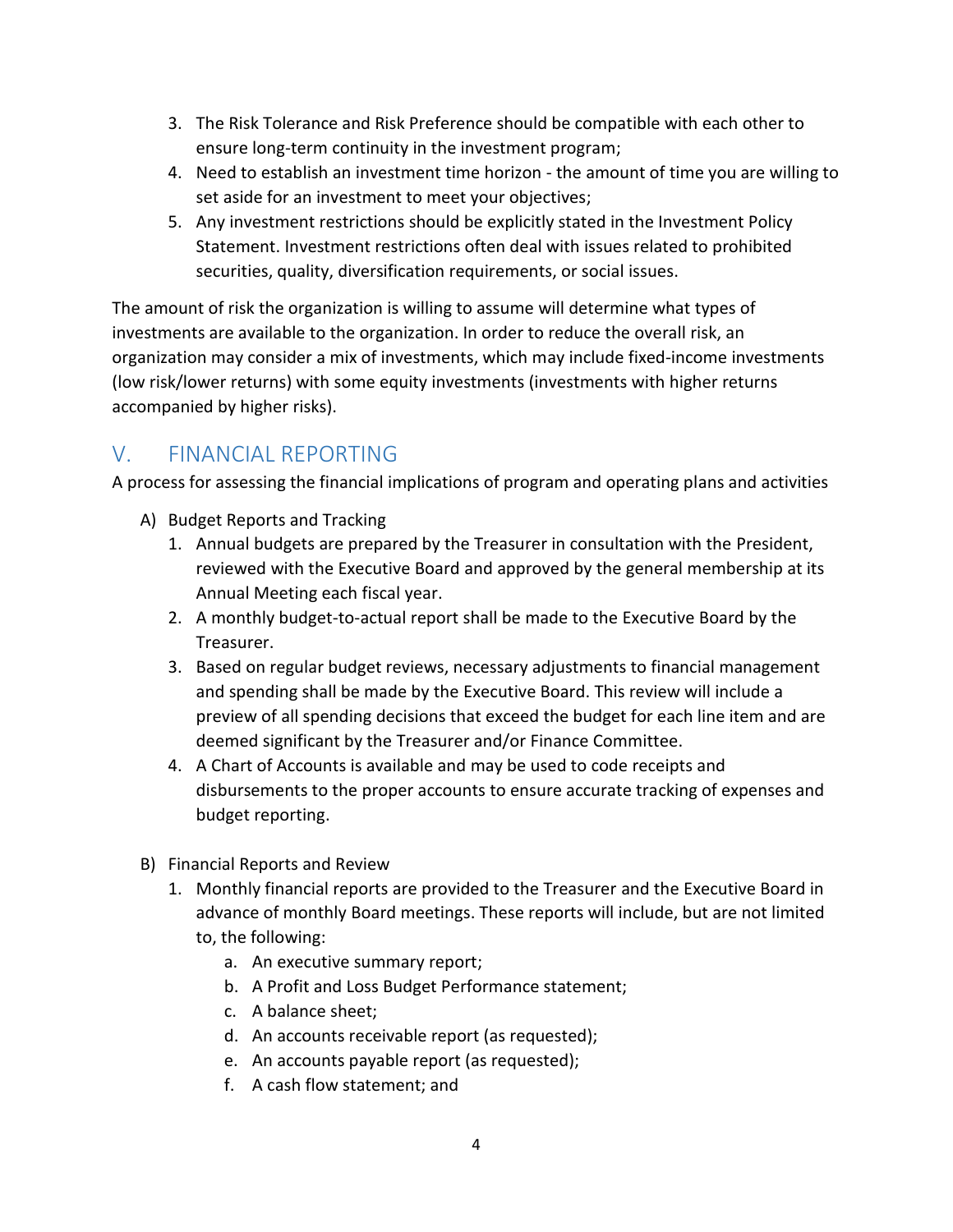3. The Risk Tolerance and Risk Preference should be compatible with each other to ensure long-term continuity in the investment program;
4. Need to establish an investment time horizon - the amount of time you are willing to set aside for an investment to meet your objectives;
5. Any investment restrictions should be explicitly stated in the Investment Policy Statement. Investment restrictions often deal with issues related to prohibited securities, quality, diversification requirements, or social issues.

The amount of risk the organization is willing to assume will determine what types of investments are available to the organization. In order to reduce the overall risk, an organization may consider a mix of investments, which may include fixed-income investments (low risk/lower returns) with some equity investments (investments with higher returns accompanied by higher risks).

## V. FINANCIAL REPORTING

A process for assessing the financial implications of program and operating plans and activities

A) Budget Reports and Tracking
   1. Annual budgets are prepared by the Treasurer in consultation with the President, reviewed with the Executive Board and approved by the general membership at its Annual Meeting each fiscal year.
   2. A monthly budget-to-actual report shall be made to the Executive Board by the Treasurer.
   3. Based on regular budget reviews, necessary adjustments to financial management and spending shall be made by the Executive Board. This review will include a preview of all spending decisions that exceed the budget for each line item and are deemed significant by the Treasurer and/or Finance Committee.
   4. A Chart of Accounts is available and may be used to code receipts and disbursements to the proper accounts to ensure accurate tracking of expenses and budget reporting.

B) Financial Reports and Review
   1. Monthly financial reports are provided to the Treasurer and the Executive Board in advance of monthly Board meetings. These reports will include, but are not limited to, the following:
      a. An executive summary report;
      b. A Profit and Loss Budget Performance statement;
      c. A balance sheet;
      d. An accounts receivable report (as requested);
      e. An accounts payable report (as requested);
      f. A cash flow statement; and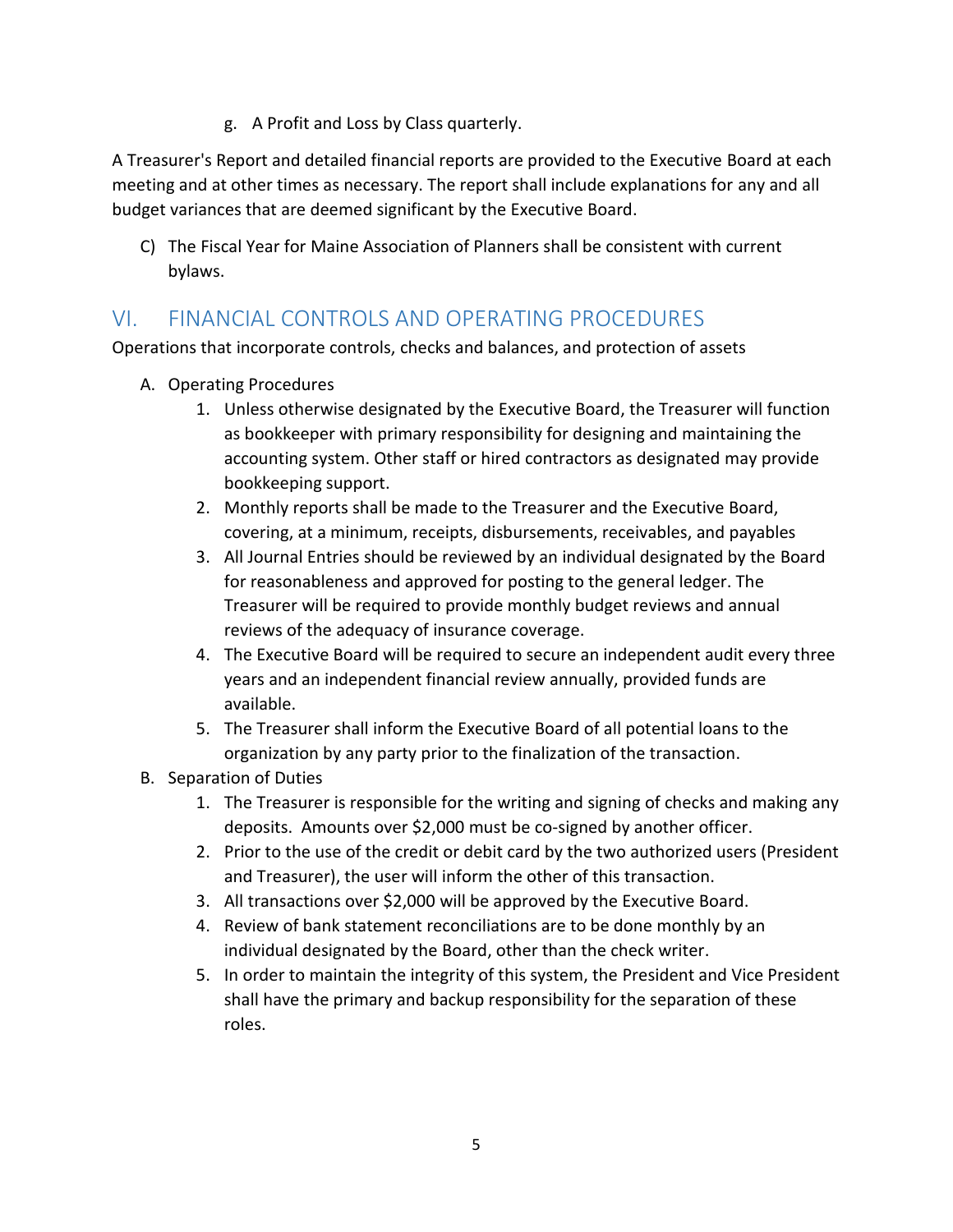g. A Profit and Loss by Class quarterly.

A Treasurer's Report and detailed financial reports are provided to the Executive Board at each meeting and at other times as necessary. The report shall include explanations for any and all budget variances that are deemed significant by the Executive Board.

C) The Fiscal Year for Maine Association of Planners shall be consistent with current bylaws.

## VI. FINANCIAL CONTROLS AND OPERATING PROCEDURES

Operations that incorporate controls, checks and balances, and protection of assets

A. Operating Procedures
   1. Unless otherwise designated by the Executive Board, the Treasurer will function as bookkeeper with primary responsibility for designing and maintaining the accounting system. Other staff or hired contractors as designated may provide bookkeeping support.
   2. Monthly reports shall be made to the Treasurer and the Executive Board, covering, at a minimum, receipts, disbursements, receivables, and payables
   3. All Journal Entries should be reviewed by an individual designated by the Board for reasonableness and approved for posting to the general ledger. The Treasurer will be required to provide monthly budget reviews and annual reviews of the adequacy of insurance coverage.
   4. The Executive Board will be required to secure an independent audit every three years and an independent financial review annually, provided funds are available.
   5. The Treasurer shall inform the Executive Board of all potential loans to the organization by any party prior to the finalization of the transaction.

B. Separation of Duties
   1. The Treasurer is responsible for the writing and signing of checks and making any deposits. Amounts over $2,000 must be co-signed by another officer.
   2. Prior to the use of the credit or debit card by the two authorized users (President and Treasurer), the user will inform the other of this transaction.
   3. All transactions over $2,000 will be approved by the Executive Board.
   4. Review of bank statement reconciliations are to be done monthly by an individual designated by the Board, other than the check writer.
   5. In order to maintain the integrity of this system, the President and Vice President shall have the primary and backup responsibility for the separation of these roles.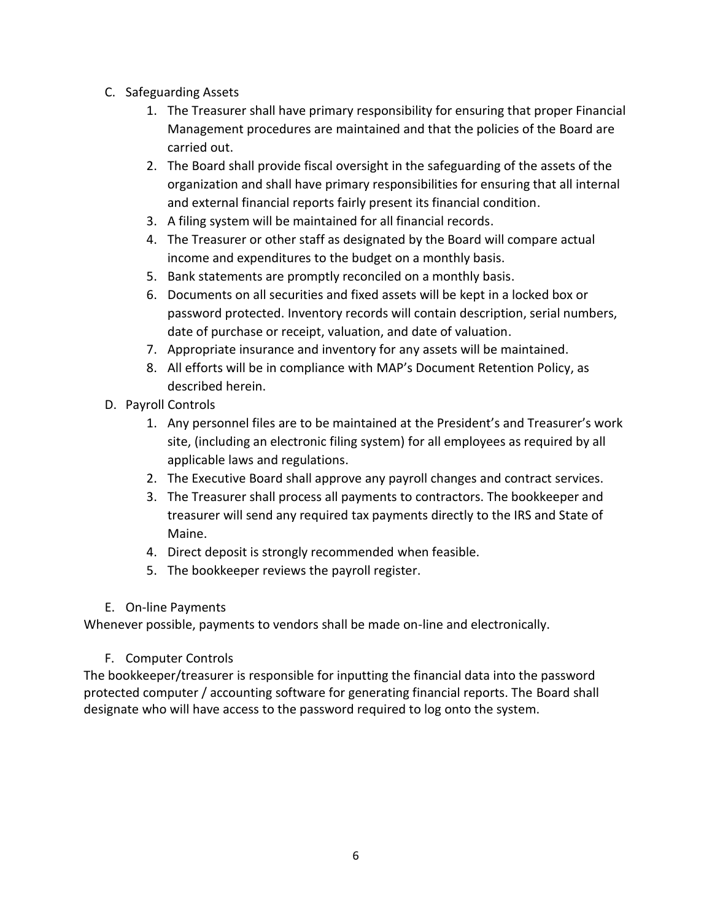C. Safeguarding Assets

1. The Treasurer shall have primary responsibility for ensuring that proper Financial Management procedures are maintained and that the policies of the Board are carried out.
2. The Board shall provide fiscal oversight in the safeguarding of the assets of the organization and shall have primary responsibilities for ensuring that all internal and external financial reports fairly present its financial condition.
3. A filing system will be maintained for all financial records.
4. The Treasurer or other staff as designated by the Board will compare actual income and expenditures to the budget on a monthly basis.
5. Bank statements are promptly reconciled on a monthly basis.
6. Documents on all securities and fixed assets will be kept in a locked box or password protected. Inventory records will contain description, serial numbers, date of purchase or receipt, valuation, and date of valuation.
7. Appropriate insurance and inventory for any assets will be maintained.
8. All efforts will be in compliance with MAP's Document Retention Policy, as described herein.

D. Payroll Controls

1. Any personnel files are to be maintained at the President's and Treasurer's work site, (including an electronic filing system) for all employees as required by all applicable laws and regulations.
2. The Executive Board shall approve any payroll changes and contract services.
3. The Treasurer shall process all payments to contractors. The bookkeeper and treasurer will send any required tax payments directly to the IRS and State of Maine.
4. Direct deposit is strongly recommended when feasible.
5. The bookkeeper reviews the payroll register.

E. On-line Payments

Whenever possible, payments to vendors shall be made on-line and electronically.

F. Computer Controls

The bookkeeper/treasurer is responsible for inputting the financial data into the password protected computer / accounting software for generating financial reports. The Board shall designate who will have access to the password required to log onto the system.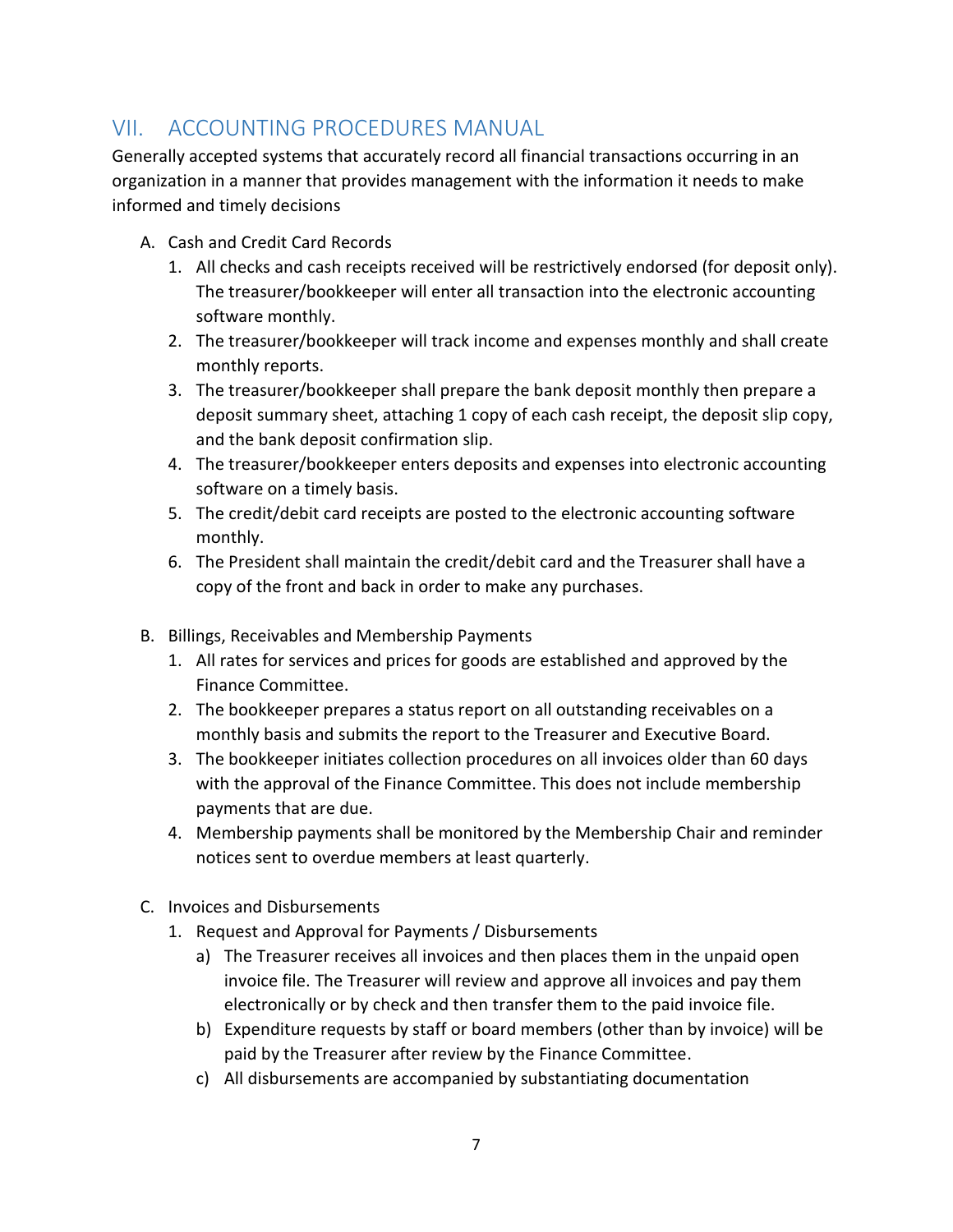## VII. ACCOUNTING PROCEDURES MANUAL

Generally accepted systems that accurately record all financial transactions occurring in an organization in a manner that provides management with the information it needs to make informed and timely decisions

A. Cash and Credit Card Records
   1. All checks and cash receipts received will be restrictively endorsed (for deposit only). The treasurer/bookkeeper will enter all transaction into the electronic accounting software monthly.
   2. The treasurer/bookkeeper will track income and expenses monthly and shall create monthly reports.
   3. The treasurer/bookkeeper shall prepare the bank deposit monthly then prepare a deposit summary sheet, attaching 1 copy of each cash receipt, the deposit slip copy, and the bank deposit confirmation slip.
   4. The treasurer/bookkeeper enters deposits and expenses into electronic accounting software on a timely basis.
   5. The credit/debit card receipts are posted to the electronic accounting software monthly.
   6. The President shall maintain the credit/debit card and the Treasurer shall have a copy of the front and back in order to make any purchases.

B. Billings, Receivables and Membership Payments
   1. All rates for services and prices for goods are established and approved by the Finance Committee.
   2. The bookkeeper prepares a status report on all outstanding receivables on a monthly basis and submits the report to the Treasurer and Executive Board.
   3. The bookkeeper initiates collection procedures on all invoices older than 60 days with the approval of the Finance Committee. This does not include membership payments that are due.
   4. Membership payments shall be monitored by the Membership Chair and reminder notices sent to overdue members at least quarterly.

C. Invoices and Disbursements
   1. Request and Approval for Payments / Disbursements
      a) The Treasurer receives all invoices and then places them in the unpaid open invoice file. The Treasurer will review and approve all invoices and pay them electronically or by check and then transfer them to the paid invoice file.
      b) Expenditure requests by staff or board members (other than by invoice) will be paid by the Treasurer after review by the Finance Committee.
      c) All disbursements are accompanied by substantiating documentation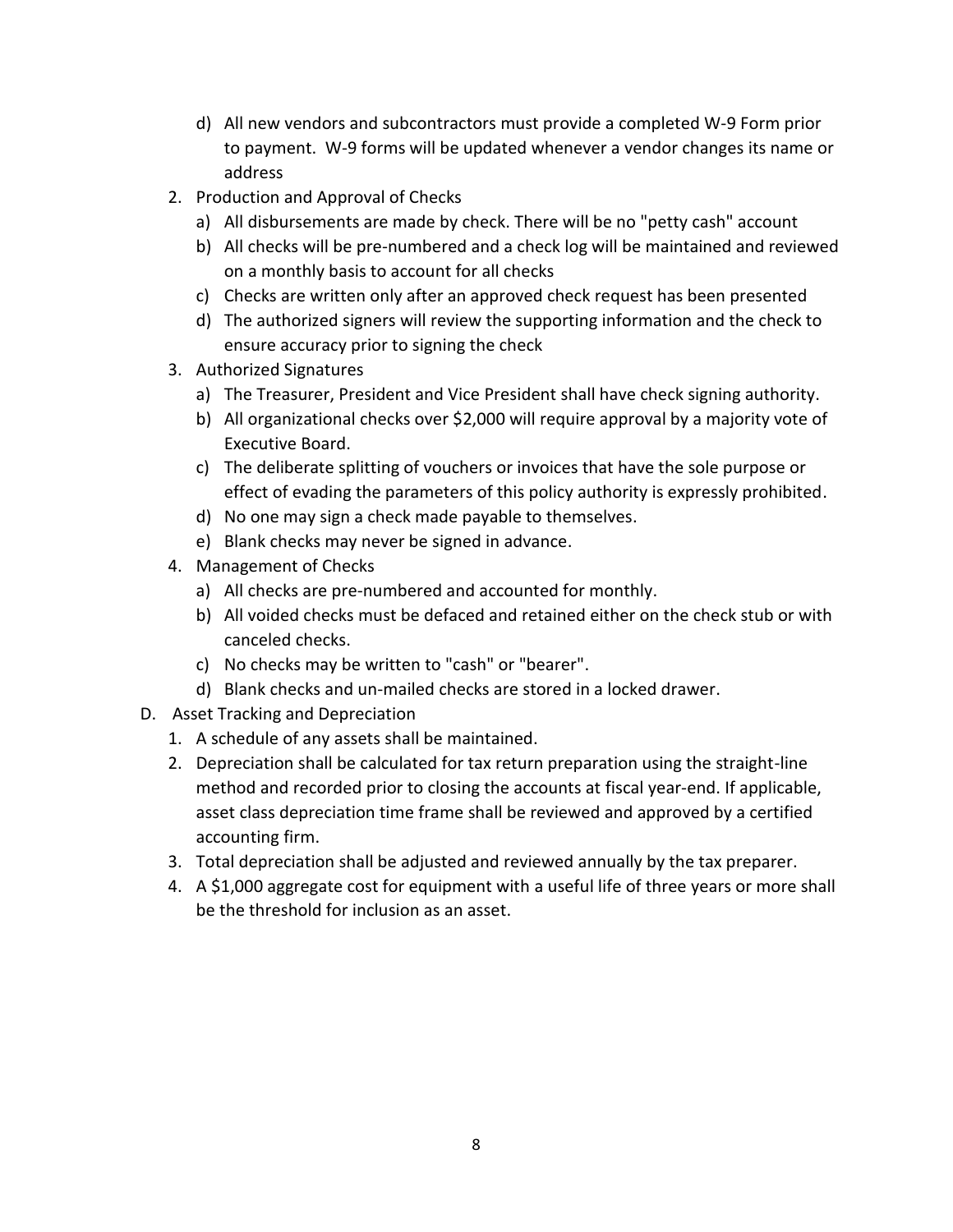d) All new vendors and subcontractors must provide a completed W-9 Form prior to payment. W-9 forms will be updated whenever a vendor changes its name or address
2. Production and Approval of Checks
   a) All disbursements are made by check. There will be no "petty cash" account
   b) All checks will be pre-numbered and a check log will be maintained and reviewed on a monthly basis to account for all checks
   c) Checks are written only after an approved check request has been presented
   d) The authorized signers will review the supporting information and the check to ensure accuracy prior to signing the check
3. Authorized Signatures
   a) The Treasurer, President and Vice President shall have check signing authority.
   b) All organizational checks over $2,000 will require approval by a majority vote of Executive Board.
   c) The deliberate splitting of vouchers or invoices that have the sole purpose or effect of evading the parameters of this policy authority is expressly prohibited.
   d) No one may sign a check made payable to themselves.
   e) Blank checks may never be signed in advance.
4. Management of Checks
   a) All checks are pre-numbered and accounted for monthly.
   b) All voided checks must be defaced and retained either on the check stub or with canceled checks.
   c) No checks may be written to "cash" or "bearer".
   d) Blank checks and un-mailed checks are stored in a locked drawer.

D. Asset Tracking and Depreciation

1. A schedule of any assets shall be maintained.
2. Depreciation shall be calculated for tax return preparation using the straight-line method and recorded prior to closing the accounts at fiscal year-end. If applicable, asset class depreciation time frame shall be reviewed and approved by a certified accounting firm.
3. Total depreciation shall be adjusted and reviewed annually by the tax preparer.
4. A $1,000 aggregate cost for equipment with a useful life of three years or more shall be the threshold for inclusion as an asset.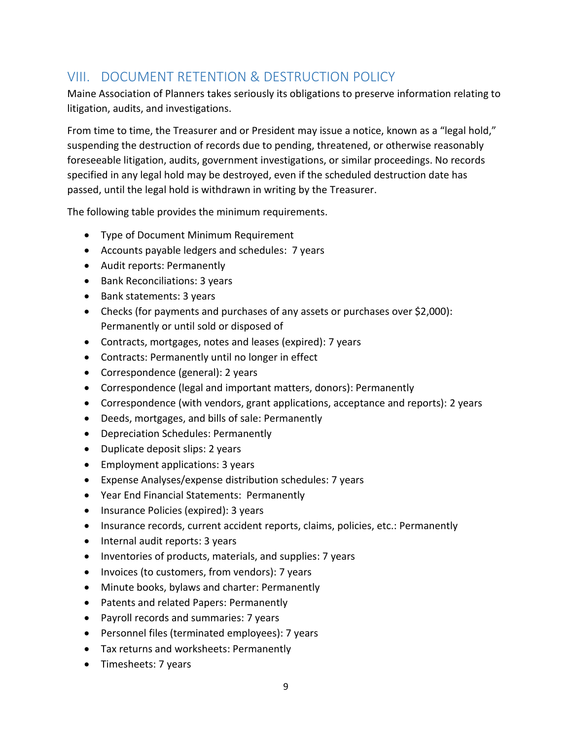## VIII. DOCUMENT RETENTION & DESTRUCTION POLICY

Maine Association of Planners takes seriously its obligations to preserve information relating to litigation, audits, and investigations.

From time to time, the Treasurer and or President may issue a notice, known as a "legal hold," suspending the destruction of records due to pending, threatened, or otherwise reasonably foreseeable litigation, audits, government investigations, or similar proceedings. No records specified in any legal hold may be destroyed, even if the scheduled destruction date has passed, until the legal hold is withdrawn in writing by the Treasurer.

The following table provides the minimum requirements.

- Type of Document Minimum Requirement
- Accounts payable ledgers and schedules: 7 years
- Audit reports: Permanently
- Bank Reconciliations: 3 years
- Bank statements: 3 years
- Checks (for payments and purchases of any assets or purchases over $2,000): Permanently or until sold or disposed of
- Contracts, mortgages, notes and leases (expired): 7 years
- Contracts: Permanently until no longer in effect
- Correspondence (general): 2 years
- Correspondence (legal and important matters, donors): Permanently
- Correspondence (with vendors, grant applications, acceptance and reports): 2 years
- Deeds, mortgages, and bills of sale: Permanently
- Depreciation Schedules: Permanently
- Duplicate deposit slips: 2 years
- Employment applications: 3 years
- Expense Analyses/expense distribution schedules: 7 years
- Year End Financial Statements: Permanently
- Insurance Policies (expired): 3 years
- Insurance records, current accident reports, claims, policies, etc.: Permanently
- Internal audit reports: 3 years
- Inventories of products, materials, and supplies: 7 years
- Invoices (to customers, from vendors): 7 years
- Minute books, bylaws and charter: Permanently
- Patents and related Papers: Permanently
- Payroll records and summaries: 7 years
- Personnel files (terminated employees): 7 years
- Tax returns and worksheets: Permanently
- Timesheets: 7 years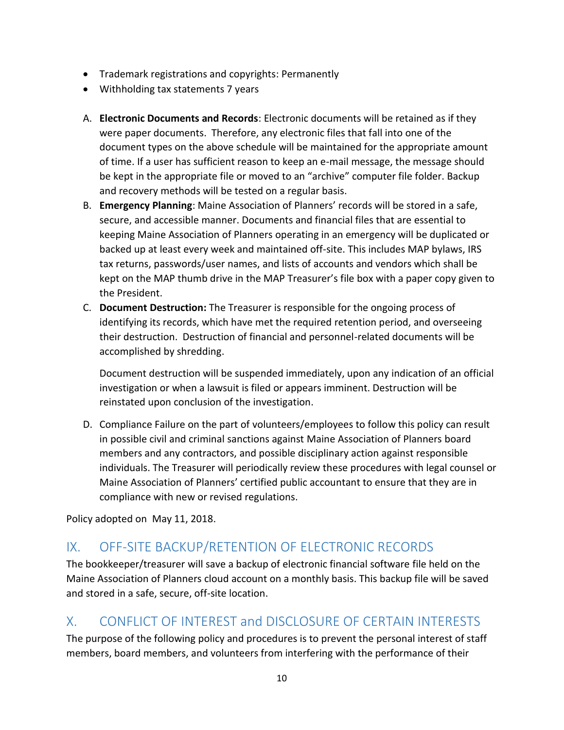- Trademark registrations and copyrights: Permanently
- Withholding tax statements 7 years

A. **Electronic Documents and Records**: Electronic documents will be retained as if they were paper documents. Therefore, any electronic files that fall into one of the document types on the above schedule will be maintained for the appropriate amount of time. If a user has sufficient reason to keep an e-mail message, the message should be kept in the appropriate file or moved to an "archive" computer file folder. Backup and recovery methods will be tested on a regular basis.

B. **Emergency Planning**: Maine Association of Planners' records will be stored in a safe, secure, and accessible manner. Documents and financial files that are essential to keeping Maine Association of Planners operating in an emergency will be duplicated or backed up at least every week and maintained off-site. This includes MAP bylaws, IRS tax returns, passwords/user names, and lists of accounts and vendors which shall be kept on the MAP thumb drive in the MAP Treasurer's file box with a paper copy given to the President.

C. **Document Destruction:** The Treasurer is responsible for the ongoing process of identifying its records, which have met the required retention period, and overseeing their destruction. Destruction of financial and personnel-related documents will be accomplished by shredding.

   Document destruction will be suspended immediately, upon any indication of an official investigation or when a lawsuit is filed or appears imminent. Destruction will be reinstated upon conclusion of the investigation.

D. Compliance Failure on the part of volunteers/employees to follow this policy can result in possible civil and criminal sanctions against Maine Association of Planners board members and any contractors, and possible disciplinary action against responsible individuals. The Treasurer will periodically review these procedures with legal counsel or Maine Association of Planners' certified public accountant to ensure that they are in compliance with new or revised regulations.

Policy adopted on May 11, 2018.

## IX. OFF-SITE BACKUP/RETENTION OF ELECTRONIC RECORDS

The bookkeeper/treasurer will save a backup of electronic financial software file held on the Maine Association of Planners cloud account on a monthly basis. This backup file will be saved and stored in a safe, secure, off-site location.

## X. CONFLICT OF INTEREST and DISCLOSURE OF CERTAIN INTERESTS

The purpose of the following policy and procedures is to prevent the personal interest of staff members, board members, and volunteers from interfering with the performance of their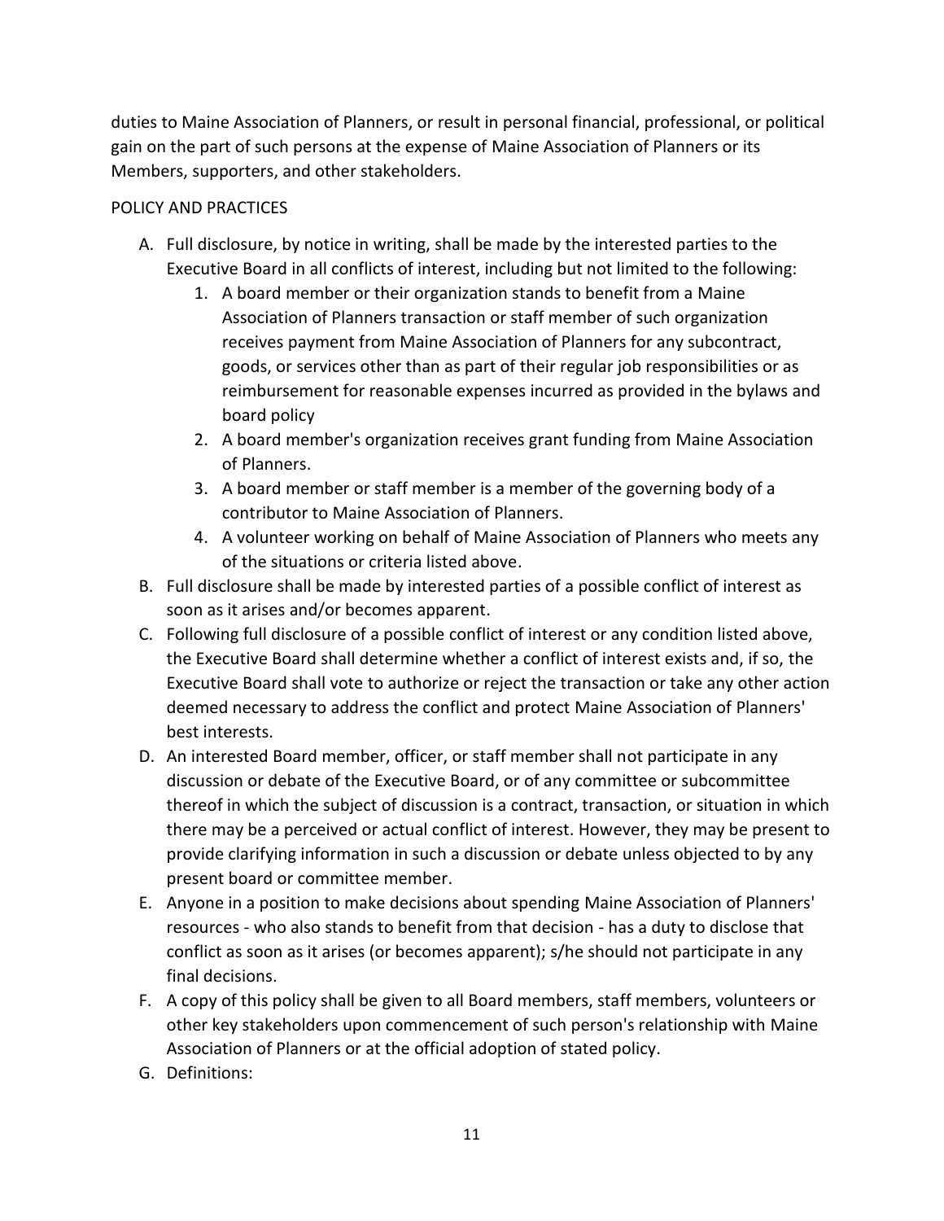duties to Maine Association of Planners, or result in personal financial, professional, or political gain on the part of such persons at the expense of Maine Association of Planners or its Members, supporters, and other stakeholders.

POLICY AND PRACTICES

A. Full disclosure, by notice in writing, shall be made by the interested parties to the Executive Board in all conflicts of interest, including but not limited to the following:
    1. A board member or their organization stands to benefit from a Maine Association of Planners transaction or staff member of such organization receives payment from Maine Association of Planners for any subcontract, goods, or services other than as part of their regular job responsibilities or as reimbursement for reasonable expenses incurred as provided in the bylaws and board policy
    2. A board member's organization receives grant funding from Maine Association of Planners.
    3. A board member or staff member is a member of the governing body of a contributor to Maine Association of Planners.
    4. A volunteer working on behalf of Maine Association of Planners who meets any of the situations or criteria listed above.
B. Full disclosure shall be made by interested parties of a possible conflict of interest as soon as it arises and/or becomes apparent.
C. Following full disclosure of a possible conflict of interest or any condition listed above, the Executive Board shall determine whether a conflict of interest exists and, if so, the Executive Board shall vote to authorize or reject the transaction or take any other action deemed necessary to address the conflict and protect Maine Association of Planners' best interests.
D. An interested Board member, officer, or staff member shall not participate in any discussion or debate of the Executive Board, or of any committee or subcommittee thereof in which the subject of discussion is a contract, transaction, or situation in which there may be a perceived or actual conflict of interest. However, they may be present to provide clarifying information in such a discussion or debate unless objected to by any present board or committee member.
E. Anyone in a position to make decisions about spending Maine Association of Planners' resources - who also stands to benefit from that decision - has a duty to disclose that conflict as soon as it arises (or becomes apparent); s/he should not participate in any final decisions.
F. A copy of this policy shall be given to all Board members, staff members, volunteers or other key stakeholders upon commencement of such person's relationship with Maine Association of Planners or at the official adoption of stated policy.
G. Definitions: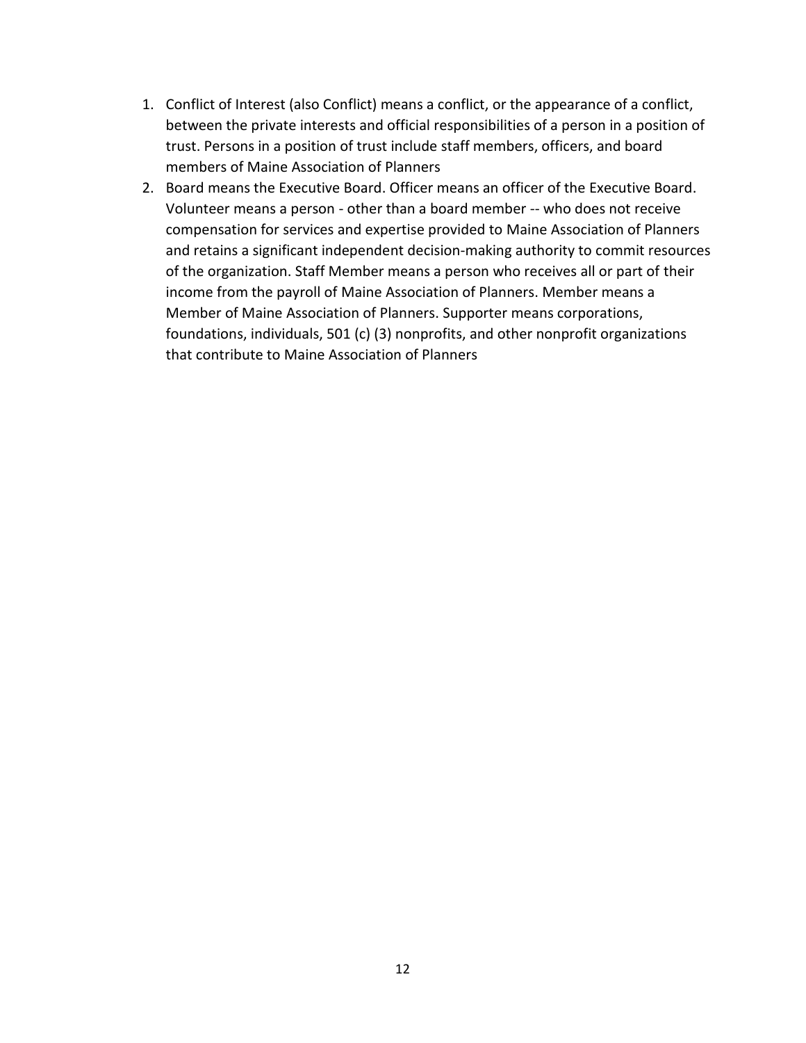1. Conflict of Interest (also Conflict) means a conflict, or the appearance of a conflict, between the private interests and official responsibilities of a person in a position of trust. Persons in a position of trust include staff members, officers, and board members of Maine Association of Planners
2. Board means the Executive Board. Officer means an officer of the Executive Board. Volunteer means a person - other than a board member -- who does not receive compensation for services and expertise provided to Maine Association of Planners and retains a significant independent decision-making authority to commit resources of the organization. Staff Member means a person who receives all or part of their income from the payroll of Maine Association of Planners. Member means a Member of Maine Association of Planners. Supporter means corporations, foundations, individuals, 501 (c) (3) nonprofits, and other nonprofit organizations that contribute to Maine Association of Planners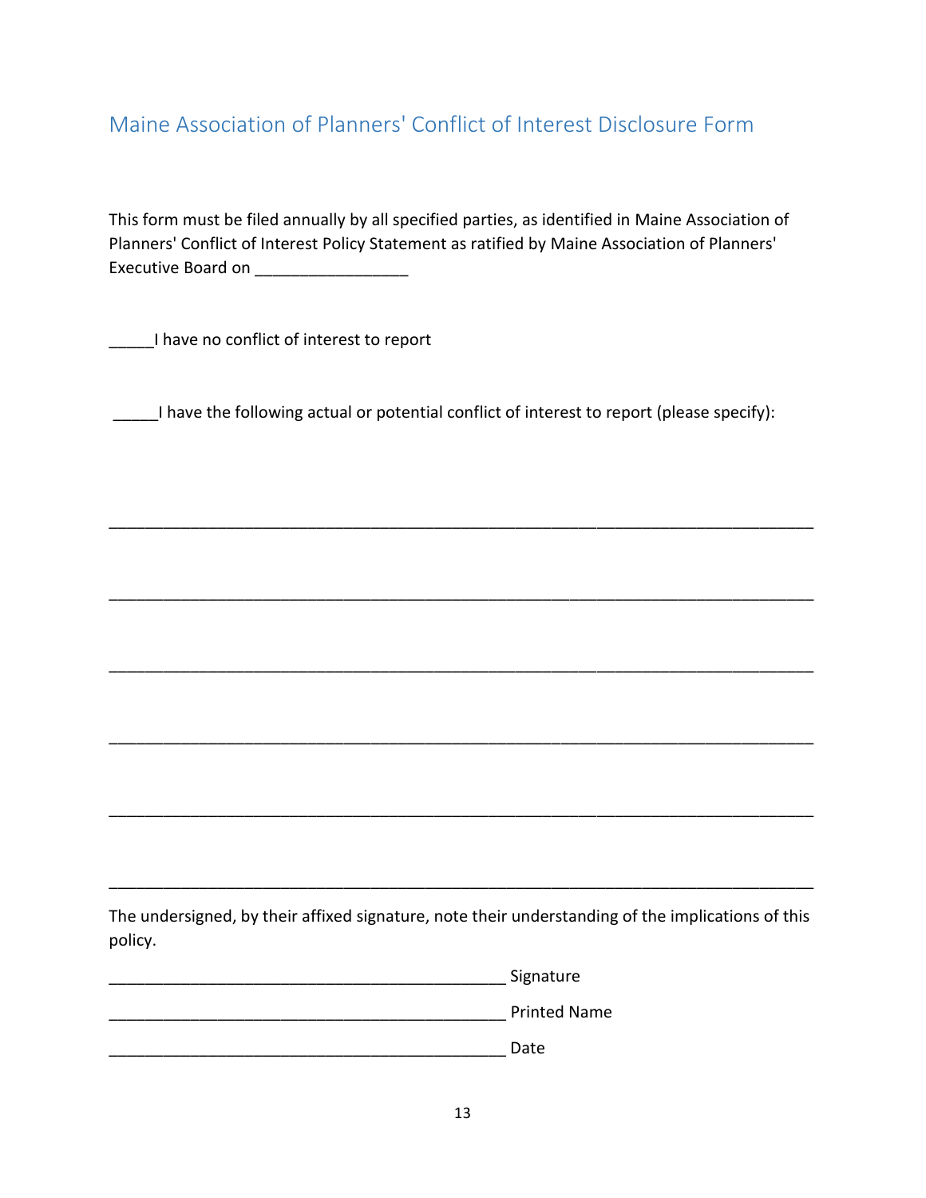## Maine Association of Planners' Conflict of Interest Disclosure Form

This form must be filed annually by all specified parties, as identified in Maine Association of Planners' Conflict of Interest Policy Statement as ratified by Maine Association of Planners' Executive Board on _________________

_____I have no conflict of interest to report

_____I have the following actual or potential conflict of interest to report (please specify):

_______________________________________________________________________________

_______________________________________________________________________________

_______________________________________________________________________________

_______________________________________________________________________________

_______________________________________________________________________________

_______________________________________________________________________________

The undersigned, by their affixed signature, note their understanding of the implications of this policy.

_____________________________________________ Signature

_____________________________________________ Printed Name

_____________________________________________ Date